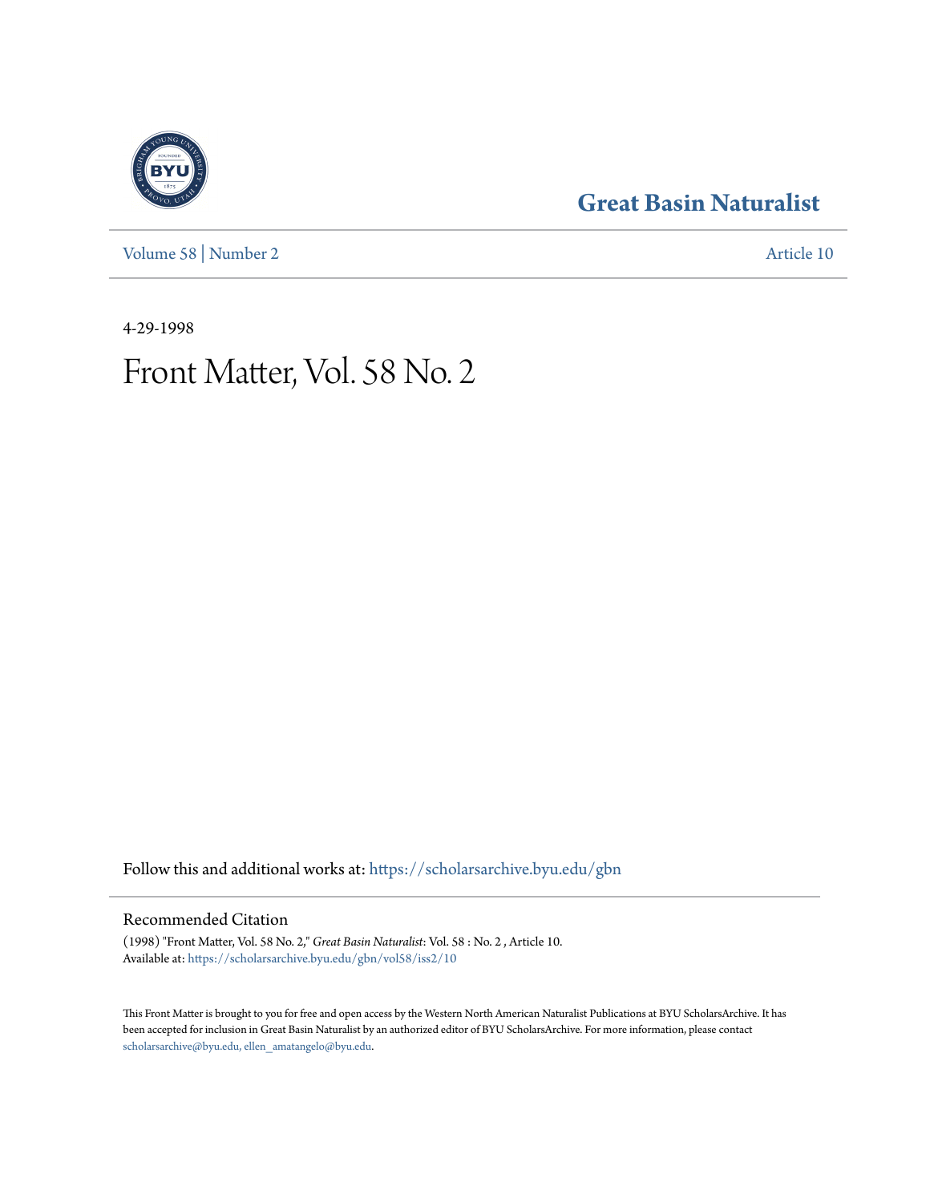# Great Basin Naturalist

Volume 58 | Number 2

Article 10

4-29-1998

# Front Matter, Vol. 58 No. 2

Follow this and additional works at: https://scholarsarchive.byu.edu/gbn

## Recommended Citation

(1998) "Front Matter, Vol. 58 No. 2," *Great Basin Naturalist*: Vol. 58 : No. 2 , Article 10.
Available at: https://scholarsarchive.byu.edu/gbn/vol58/iss2/10

This Front Matter is brought to you for free and open access by the Western North American Naturalist Publications at BYU ScholarsArchive. It has been accepted for inclusion in Great Basin Naturalist by an authorized editor of BYU ScholarsArchive. For more information, please contact scholarsarchive@byu.edu, ellen_amatangelo@byu.edu.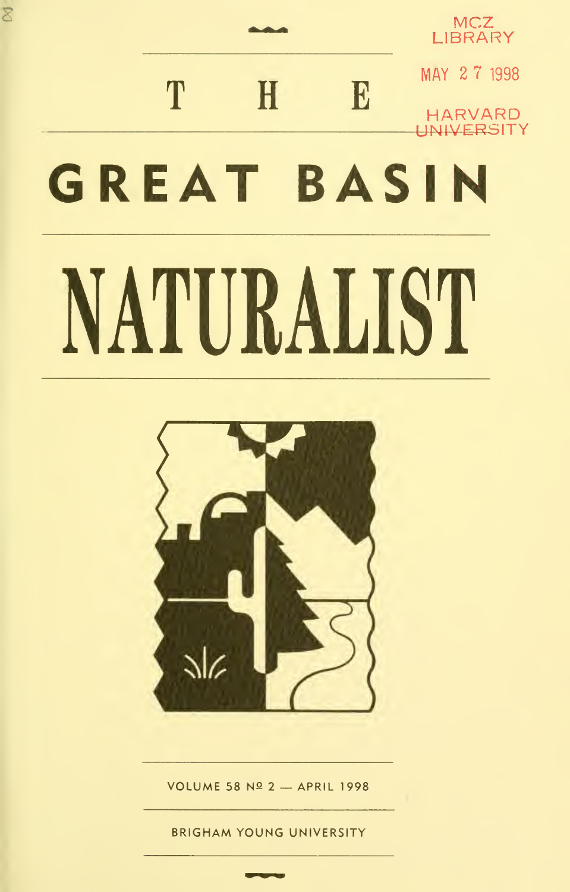MCZ LIBRARY

MAY 27 1998

HARVARD UNIVERSITY

# THE GREAT BASIN NATURALIST

VOLUME 58 Nº 2 — APRIL 1998

BRIGHAM YOUNG UNIVERSITY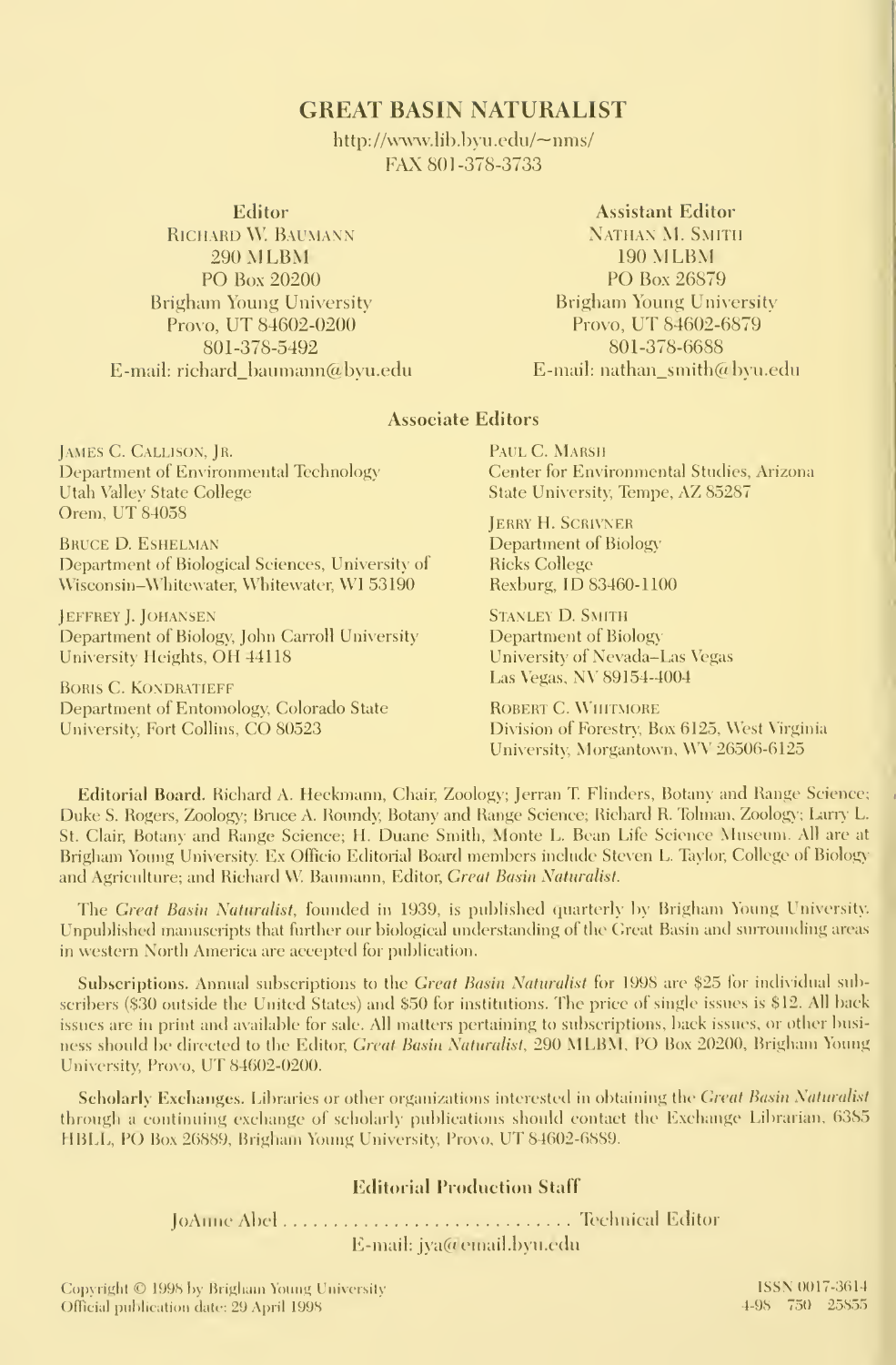# GREAT BASIN NATURALIST

http://www.lib.byu.edu/~nms/
FAX 801-378-3733

**Editor**
Richard W. Baumann
290 MLBM
PO Box 20200
Brigham Young University
Provo, UT 84602-0200
801-378-5492
E-mail: richard_baumann@byu.edu

**Assistant Editor**
Nathan M. Smith
190 MLBM
PO Box 26879
Brigham Young University
Provo, UT 84602-6879
801-378-6688
E-mail: nathan_smith@byu.edu

**Associate Editors**

James C. Callison, Jr.
Department of Environmental Technology
Utah Valley State College
Orem, UT 84058

Bruce D. Eshelman
Department of Biological Sciences, University of Wisconsin–Whitewater, Whitewater, WI 53190

Jeffrey J. Johansen
Department of Biology, John Carroll University
University Heights, OH 44118

Boris C. Kondratieff
Department of Entomology, Colorado State University, Fort Collins, CO 80523

Paul C. Marsh
Center for Environmental Studies, Arizona State University, Tempe, AZ 85287

Jerry H. Scrivner
Department of Biology
Ricks College
Rexburg, ID 83460-1100

Stanley D. Smith
Department of Biology
University of Nevada–Las Vegas
Las Vegas, NV 89154-4004

Robert C. Whitmore
Division of Forestry, Box 6125, West Virginia University, Morgantown, WV 26506-6125

**Editorial Board.** Richard A. Heckmann, Chair, Zoology; Jerran T. Flinders, Botany and Range Science; Duke S. Rogers, Zoology; Bruce A. Roundy, Botany and Range Science; Richard R. Tolman, Zoology; Larry L. St. Clair, Botany and Range Science; H. Duane Smith, Monte L. Bean Life Science Museum. All are at Brigham Young University. Ex Officio Editorial Board members include Steven L. Taylor, College of Biology and Agriculture; and Richard W. Baumann, Editor, *Great Basin Naturalist*.

The *Great Basin Naturalist*, founded in 1939, is published quarterly by Brigham Young University. Unpublished manuscripts that further our biological understanding of the Great Basin and surrounding areas in western North America are accepted for publication.

**Subscriptions.** Annual subscriptions to the *Great Basin Naturalist* for 1998 are $25 for individual subscribers ($30 outside the United States) and $50 for institutions. The price of single issues is $12. All back issues are in print and available for sale. All matters pertaining to subscriptions, back issues, or other business should be directed to the Editor, *Great Basin Naturalist*, 290 MLBM, PO Box 20200, Brigham Young University, Provo, UT 84602-0200.

**Scholarly Exchanges.** Libraries or other organizations interested in obtaining the *Great Basin Naturalist* through a continuing exchange of scholarly publications should contact the Exchange Librarian, 6385 HBLL, PO Box 26889, Brigham Young University, Provo, UT 84602-6889.

**Editorial Production Staff**

JoAnne Abel .............................. Technical Editor
E-mail: jya@email.byu.edu

Copyright © 1998 by Brigham Young University
Official publication date: 29 April 1998

ISSN 0017-3614
4-98 750 25855